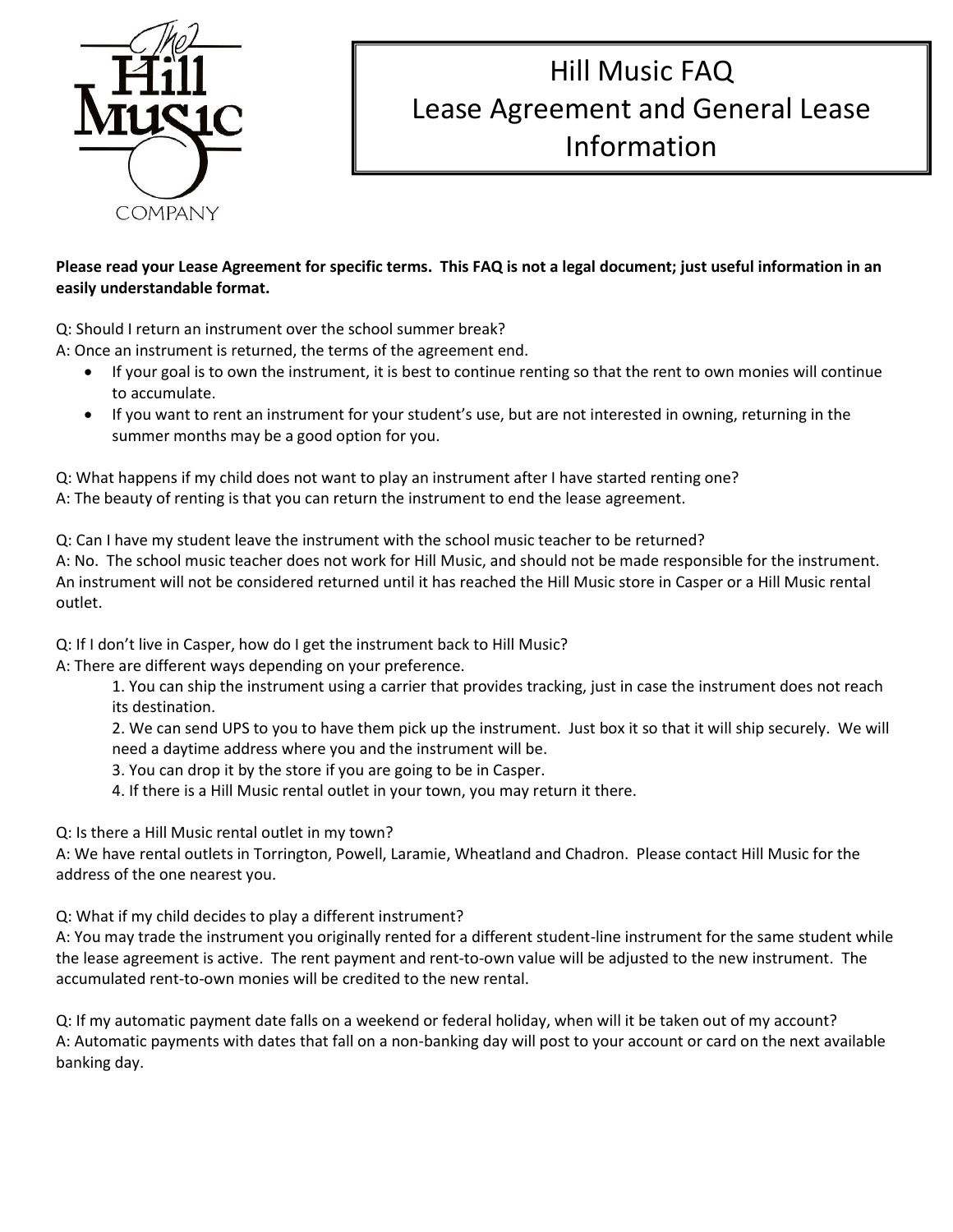# Hill Music FAQ
# Lease Agreement and General Lease Information

**Please read your Lease Agreement for specific terms. This FAQ is not a legal document; just useful information in an easily understandable format.**

Q: Should I return an instrument over the school summer break?
A: Once an instrument is returned, the terms of the agreement end.

- If your goal is to own the instrument, it is best to continue renting so that the rent to own monies will continue to accumulate.
- If you want to rent an instrument for your student's use, but are not interested in owning, returning in the summer months may be a good option for you.

Q: What happens if my child does not want to play an instrument after I have started renting one?
A: The beauty of renting is that you can return the instrument to end the lease agreement.

Q: Can I have my student leave the instrument with the school music teacher to be returned?
A: No. The school music teacher does not work for Hill Music, and should not be made responsible for the instrument. An instrument will not be considered returned until it has reached the Hill Music store in Casper or a Hill Music rental outlet.

Q: If I don't live in Casper, how do I get the instrument back to Hill Music?
A: There are different ways depending on your preference.

1. You can ship the instrument using a carrier that provides tracking, just in case the instrument does not reach its destination.
2. We can send UPS to you to have them pick up the instrument. Just box it so that it will ship securely. We will need a daytime address where you and the instrument will be.
3. You can drop it by the store if you are going to be in Casper.
4. If there is a Hill Music rental outlet in your town, you may return it there.

Q: Is there a Hill Music rental outlet in my town?
A: We have rental outlets in Torrington, Powell, Laramie, Wheatland and Chadron. Please contact Hill Music for the address of the one nearest you.

Q: What if my child decides to play a different instrument?
A: You may trade the instrument you originally rented for a different student-line instrument for the same student while the lease agreement is active. The rent payment and rent-to-own value will be adjusted to the new instrument. The accumulated rent-to-own monies will be credited to the new rental.

Q: If my automatic payment date falls on a weekend or federal holiday, when will it be taken out of my account?
A: Automatic payments with dates that fall on a non-banking day will post to your account or card on the next available banking day.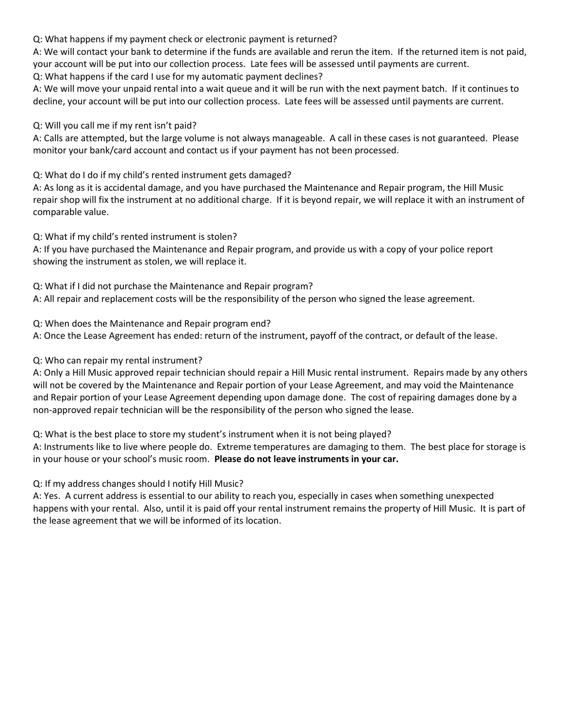Q: What happens if my payment check or electronic payment is returned?
A: We will contact your bank to determine if the funds are available and rerun the item. If the returned item is not paid, your account will be put into our collection process. Late fees will be assessed until payments are current.
Q: What happens if the card I use for my automatic payment declines?
A: We will move your unpaid rental into a wait queue and it will be run with the next payment batch. If it continues to decline, your account will be put into our collection process. Late fees will be assessed until payments are current.

Q: Will you call me if my rent isn't paid?
A: Calls are attempted, but the large volume is not always manageable. A call in these cases is not guaranteed. Please monitor your bank/card account and contact us if your payment has not been processed.

Q: What do I do if my child's rented instrument gets damaged?
A: As long as it is accidental damage, and you have purchased the Maintenance and Repair program, the Hill Music repair shop will fix the instrument at no additional charge. If it is beyond repair, we will replace it with an instrument of comparable value.

Q: What if my child's rented instrument is stolen?
A: If you have purchased the Maintenance and Repair program, and provide us with a copy of your police report showing the instrument as stolen, we will replace it.

Q: What if I did not purchase the Maintenance and Repair program?
A: All repair and replacement costs will be the responsibility of the person who signed the lease agreement.

Q: When does the Maintenance and Repair program end?
A: Once the Lease Agreement has ended: return of the instrument, payoff of the contract, or default of the lease.

Q: Who can repair my rental instrument?
A: Only a Hill Music approved repair technician should repair a Hill Music rental instrument. Repairs made by any others will not be covered by the Maintenance and Repair portion of your Lease Agreement, and may void the Maintenance and Repair portion of your Lease Agreement depending upon damage done. The cost of repairing damages done by a non-approved repair technician will be the responsibility of the person who signed the lease.

Q: What is the best place to store my student's instrument when it is not being played?
A: Instruments like to live where people do. Extreme temperatures are damaging to them. The best place for storage is in your house or your school's music room. **Please do not leave instruments in your car.**

Q: If my address changes should I notify Hill Music?
A: Yes. A current address is essential to our ability to reach you, especially in cases when something unexpected happens with your rental. Also, until it is paid off your rental instrument remains the property of Hill Music. It is part of the lease agreement that we will be informed of its location.